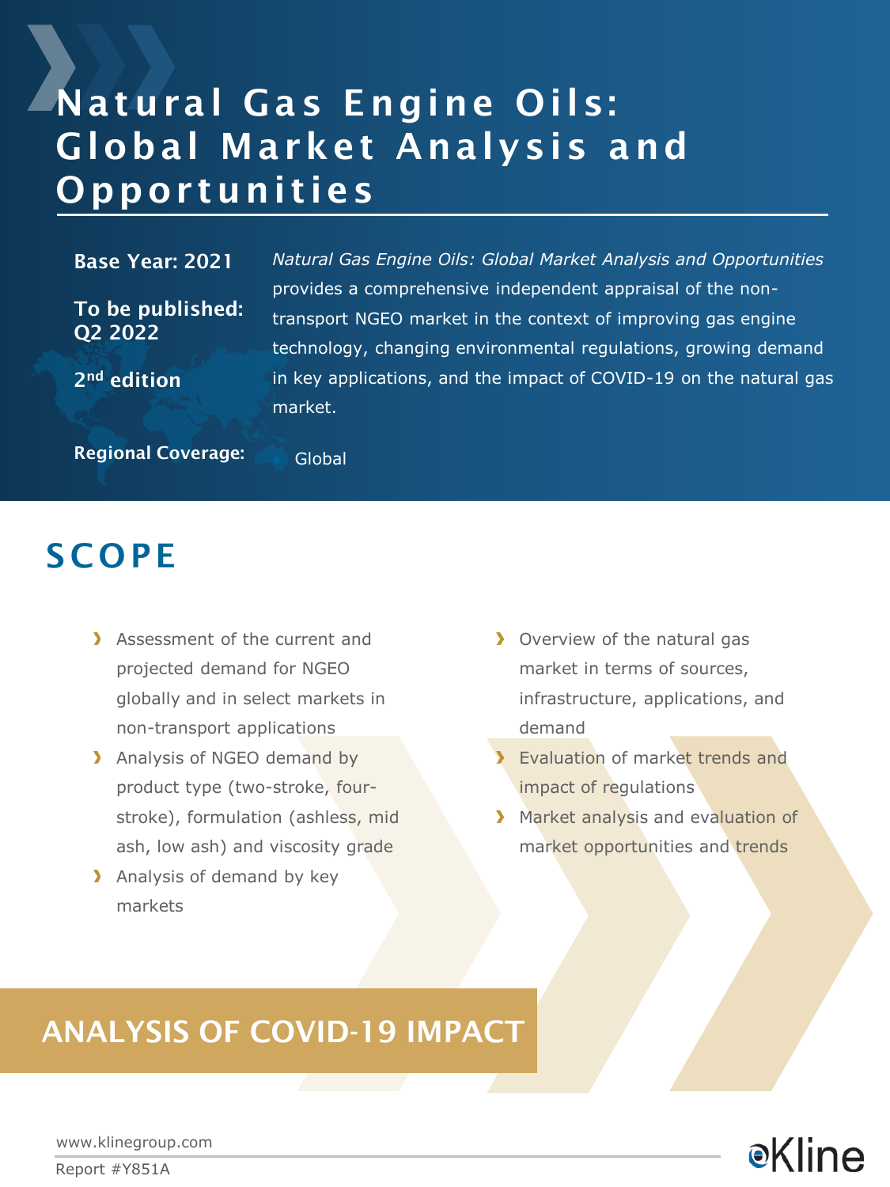# Natural Gas Engine Oils: Global Market Analysis and Opportunities

**Base Year: 2021**

**To be published: Q2 2022**

**2nd edition**

**Regional Coverage:** Global

*Natural Gas Engine Oils: Global Market Analysis and Opportunities* provides a comprehensive independent appraisal of the non-transport NGEO market in the context of improving gas engine technology, changing environmental regulations, growing demand in key applications, and the impact of COVID-19 on the natural gas market.

## SCOPE

- Assessment of the current and projected demand for NGEO globally and in select markets in non-transport applications
- Analysis of NGEO demand by product type (two-stroke, four-stroke), formulation (ashless, mid ash, low ash) and viscosity grade
- Analysis of demand by key markets
- Overview of the natural gas market in terms of sources, infrastructure, applications, and demand
- Evaluation of market trends and impact of regulations
- Market analysis and evaluation of market opportunities and trends

## ANALYSIS OF COVID-19 IMPACT

www.klinegroup.com

Report #Y851A

Kline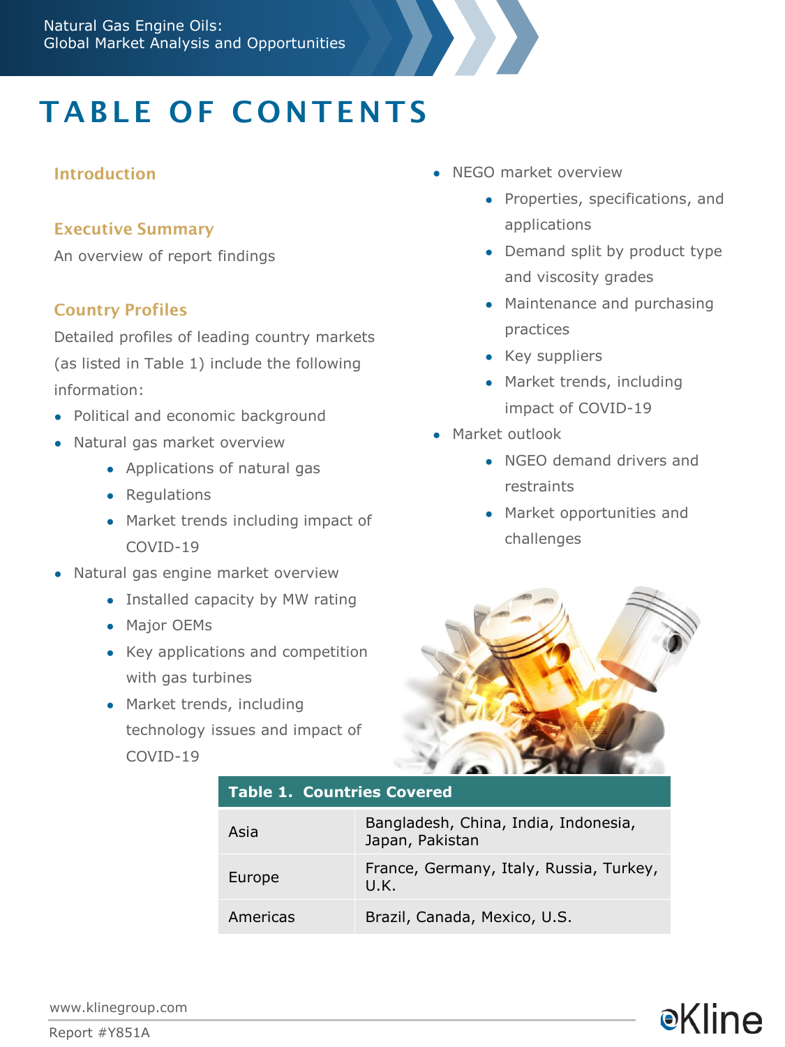# TABLE OF CONTENTS

## Introduction

## Executive Summary

An overview of report findings

## Country Profiles

Detailed profiles of leading country markets (as listed in Table 1) include the following information:

- Political and economic background
- Natural gas market overview
  - Applications of natural gas
  - Regulations
  - Market trends including impact of COVID-19
- Natural gas engine market overview
  - Installed capacity by MW rating
  - Major OEMs
  - Key applications and competition with gas turbines
  - Market trends, including technology issues and impact of COVID-19
- NEGO market overview
  - Properties, specifications, and applications
  - Demand split by product type and viscosity grades
  - Maintenance and purchasing practices
  - Key suppliers
  - Market trends, including impact of COVID-19
- Market outlook
  - NGEO demand drivers and restraints
  - Market opportunities and challenges

| Table 1. Countries Covered | |
|---|---|
| Asia | Bangladesh, China, India, Indonesia, Japan, Pakistan |
| Europe | France, Germany, Italy, Russia, Turkey, U.K. |
| Americas | Brazil, Canada, Mexico, U.S. |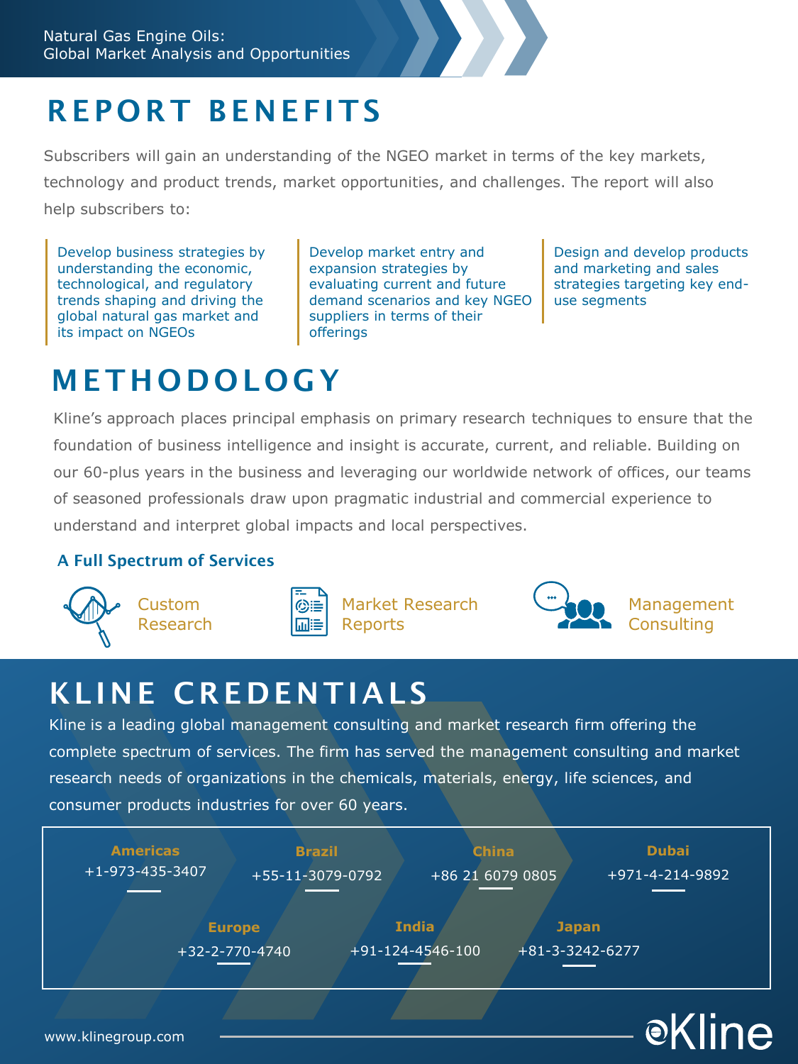## REPORT BENEFITS

Subscribers will gain an understanding of the NGEO market in terms of the key markets, technology and product trends, market opportunities, and challenges. The report will also help subscribers to:

- Develop business strategies by understanding the economic, technological, and regulatory trends shaping and driving the global natural gas market and its impact on NGEOs
- Develop market entry and expansion strategies by evaluating current and future demand scenarios and key NGEO suppliers in terms of their offerings
- Design and develop products and marketing and sales strategies targeting key end-use segments

## METHODOLOGY

Kline's approach places principal emphasis on primary research techniques to ensure that the foundation of business intelligence and insight is accurate, current, and reliable. Building on our 60-plus years in the business and leveraging our worldwide network of offices, our teams of seasoned professionals draw upon pragmatic industrial and commercial experience to understand and interpret global impacts and local perspectives.

### A Full Spectrum of Services

- Custom Research
- Market Research Reports
- Management Consulting

## KLINE CREDENTIALS

Kline is a leading global management consulting and market research firm offering the complete spectrum of services. The firm has served the management consulting and market research needs of organizations in the chemicals, materials, energy, life sciences, and consumer products industries for over 60 years.

**Americas**
+1-973-435-3407

**Brazil**
+55-11-3079-0792

**China**
+86 21 6079 0805

**Dubai**
+971-4-214-9892

**Europe**
+32-2-770-4740

**India**
+91-124-4546-100

**Japan**
+81-3-3242-6277

www.klinegroup.com

Kline